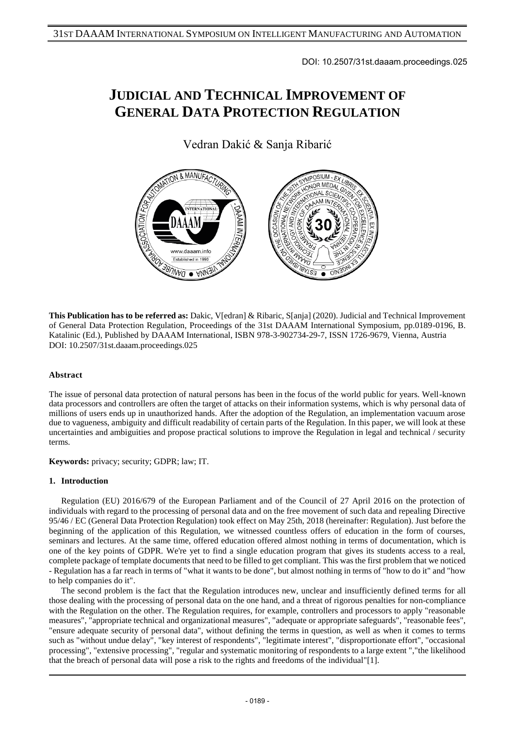DOI: 10.2507/31st.daaam.proceedings.025

# JUDICIAL AND TECHNICAL IMPROVEMENT OF GENERAL DATA PROTECTION REGULATION

Vedran Dakić & Sanja Ribarić

**This Publication has to be referred as:** Dakic, V[edran] & Ribaric, S[anja] (2020). Judicial and Technical Improvement of General Data Protection Regulation, Proceedings of the 31st DAAAM International Symposium, pp.0189-0196, B. Katalinic (Ed.), Published by DAAAM International, ISBN 978-3-902734-29-7, ISSN 1726-9679, Vienna, Austria DOI: 10.2507/31st.daaam.proceedings.025

**Abstract**

The issue of personal data protection of natural persons has been in the focus of the world public for years. Well-known data processors and controllers are often the target of attacks on their information systems, which is why personal data of millions of users ends up in unauthorized hands. After the adoption of the Regulation, an implementation vacuum arose due to vagueness, ambiguity and difficult readability of certain parts of the Regulation. In this paper, we will look at these uncertainties and ambiguities and propose practical solutions to improve the Regulation in legal and technical / security terms.

**Keywords:** privacy; security; GDPR; law; IT.

## 1. Introduction

Regulation (EU) 2016/679 of the European Parliament and of the Council of 27 April 2016 on the protection of individuals with regard to the processing of personal data and on the free movement of such data and repealing Directive 95/46 / EC (General Data Protection Regulation) took effect on May 25th, 2018 (hereinafter: Regulation). Just before the beginning of the application of this Regulation, we witnessed countless offers of education in the form of courses, seminars and lectures. At the same time, offered education offered almost nothing in terms of documentation, which is one of the key points of GDPR. We're yet to find a single education program that gives its students access to a real, complete package of template documents that need to be filled to get compliant. This was the first problem that we noticed - Regulation has a far reach in terms of "what it wants to be done", but almost nothing in terms of "how to do it" and "how to help companies do it".

The second problem is the fact that the Regulation introduces new, unclear and insufficiently defined terms for all those dealing with the processing of personal data on the one hand, and a threat of rigorous penalties for non-compliance with the Regulation on the other. The Regulation requires, for example, controllers and processors to apply "reasonable measures", "appropriate technical and organizational measures", "adequate or appropriate safeguards", "reasonable fees", "ensure adequate security of personal data", without defining the terms in question, as well as when it comes to terms such as "without undue delay", "key interest of respondents", "legitimate interest", "disproportionate effort", "occasional processing", "extensive processing", "regular and systematic monitoring of respondents to a large extent ","the likelihood that the breach of personal data will pose a risk to the rights and freedoms of the individual"[1].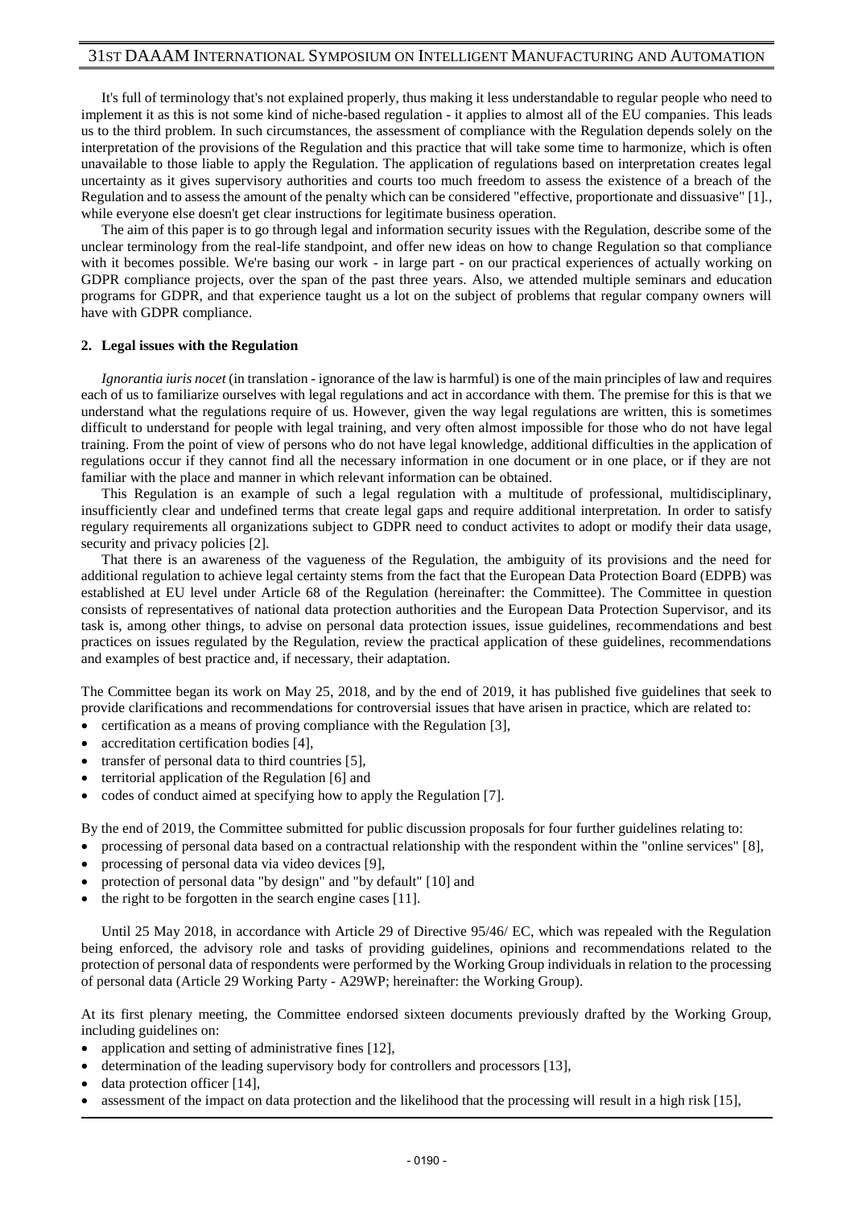It's full of terminology that's not explained properly, thus making it less understandable to regular people who need to implement it as this is not some kind of niche-based regulation - it applies to almost all of the EU companies. This leads us to the third problem. In such circumstances, the assessment of compliance with the Regulation depends solely on the interpretation of the provisions of the Regulation and this practice that will take some time to harmonize, which is often unavailable to those liable to apply the Regulation. The application of regulations based on interpretation creates legal uncertainty as it gives supervisory authorities and courts too much freedom to assess the existence of a breach of the Regulation and to assess the amount of the penalty which can be considered "effective, proportionate and dissuasive" [1]., while everyone else doesn't get clear instructions for legitimate business operation.

The aim of this paper is to go through legal and information security issues with the Regulation, describe some of the unclear terminology from the real-life standpoint, and offer new ideas on how to change Regulation so that compliance with it becomes possible. We're basing our work - in large part - on our practical experiences of actually working on GDPR compliance projects, over the span of the past three years. Also, we attended multiple seminars and education programs for GDPR, and that experience taught us a lot on the subject of problems that regular company owners will have with GDPR compliance.

## 2. Legal issues with the Regulation

*Ignorantia iuris nocet* (in translation - ignorance of the law is harmful) is one of the main principles of law and requires each of us to familiarize ourselves with legal regulations and act in accordance with them. The premise for this is that we understand what the regulations require of us. However, given the way legal regulations are written, this is sometimes difficult to understand for people with legal training, and very often almost impossible for those who do not have legal training. From the point of view of persons who do not have legal knowledge, additional difficulties in the application of regulations occur if they cannot find all the necessary information in one document or in one place, or if they are not familiar with the place and manner in which relevant information can be obtained.

This Regulation is an example of such a legal regulation with a multitude of professional, multidisciplinary, insufficiently clear and undefined terms that create legal gaps and require additional interpretation. In order to satisfy regulary requirements all organizations subject to GDPR need to conduct activites to adopt or modify their data usage, security and privacy policies [2].

That there is an awareness of the vagueness of the Regulation, the ambiguity of its provisions and the need for additional regulation to achieve legal certainty stems from the fact that the European Data Protection Board (EDPB) was established at EU level under Article 68 of the Regulation (hereinafter: the Committee). The Committee in question consists of representatives of national data protection authorities and the European Data Protection Supervisor, and its task is, among other things, to advise on personal data protection issues, issue guidelines, recommendations and best practices on issues regulated by the Regulation, review the practical application of these guidelines, recommendations and examples of best practice and, if necessary, their adaptation.

The Committee began its work on May 25, 2018, and by the end of 2019, it has published five guidelines that seek to provide clarifications and recommendations for controversial issues that have arisen in practice, which are related to:

- certification as a means of proving compliance with the Regulation [3],
- accreditation certification bodies [4],
- transfer of personal data to third countries [5],
- territorial application of the Regulation [6] and
- codes of conduct aimed at specifying how to apply the Regulation [7].

By the end of 2019, the Committee submitted for public discussion proposals for four further guidelines relating to:

- processing of personal data based on a contractual relationship with the respondent within the "online services" [8],
- processing of personal data via video devices [9],
- protection of personal data "by design" and "by default" [10] and
- the right to be forgotten in the search engine cases [11].

Until 25 May 2018, in accordance with Article 29 of Directive 95/46/ EC, which was repealed with the Regulation being enforced, the advisory role and tasks of providing guidelines, opinions and recommendations related to the protection of personal data of respondents were performed by the Working Group individuals in relation to the processing of personal data (Article 29 Working Party - A29WP; hereinafter: the Working Group).

At its first plenary meeting, the Committee endorsed sixteen documents previously drafted by the Working Group, including guidelines on:

- application and setting of administrative fines [12],
- determination of the leading supervisory body for controllers and processors [13],
- data protection officer [14],
- assessment of the impact on data protection and the likelihood that the processing will result in a high risk [15],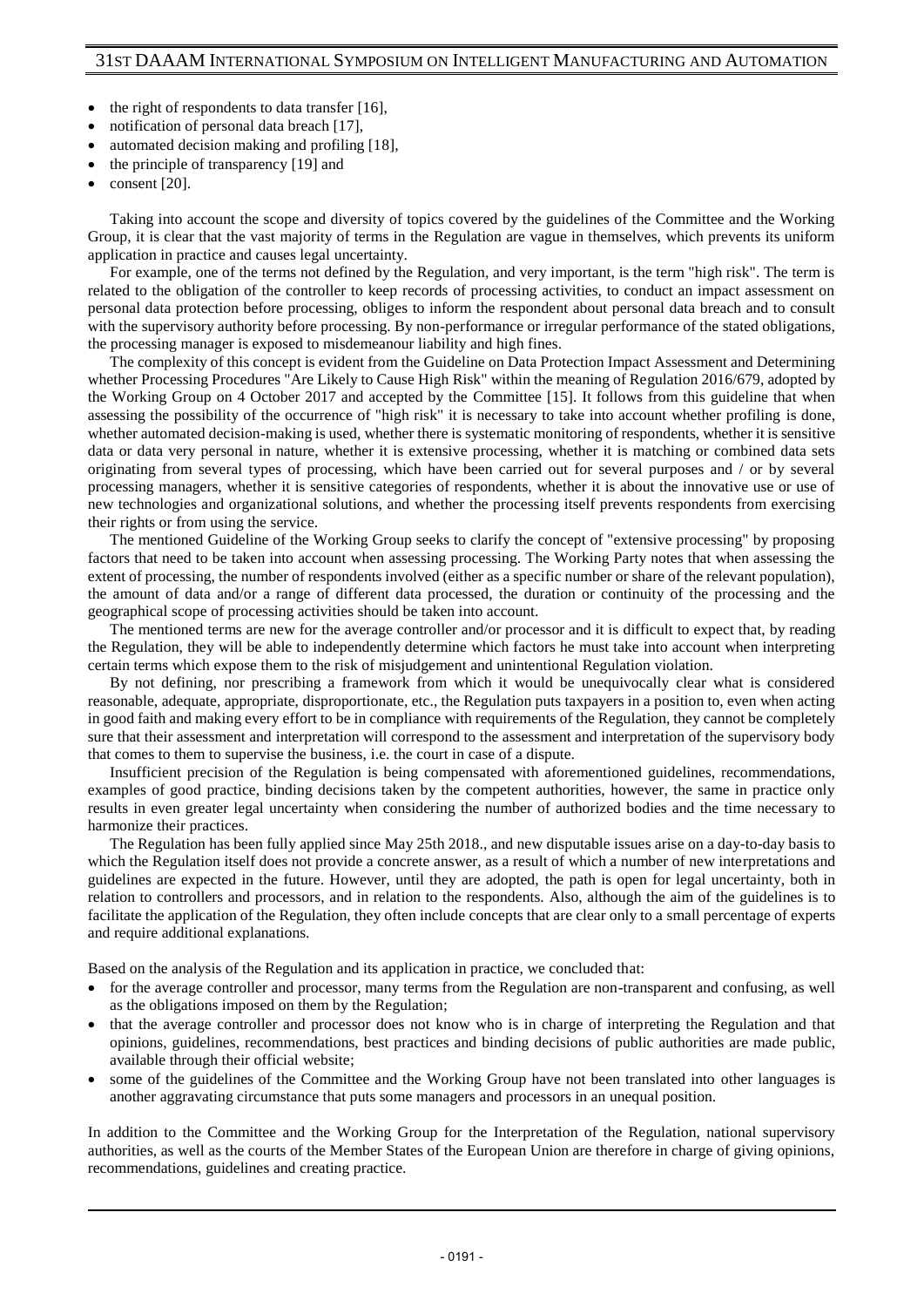- the right of respondents to data transfer [16],
- notification of personal data breach [17],
- automated decision making and profiling [18],
- the principle of transparency [19] and
- consent [20].

Taking into account the scope and diversity of topics covered by the guidelines of the Committee and the Working Group, it is clear that the vast majority of terms in the Regulation are vague in themselves, which prevents its uniform application in practice and causes legal uncertainty.

For example, one of the terms not defined by the Regulation, and very important, is the term "high risk". The term is related to the obligation of the controller to keep records of processing activities, to conduct an impact assessment on personal data protection before processing, obliges to inform the respondent about personal data breach and to consult with the supervisory authority before processing. By non-performance or irregular performance of the stated obligations, the processing manager is exposed to misdemeanour liability and high fines.

The complexity of this concept is evident from the Guideline on Data Protection Impact Assessment and Determining whether Processing Procedures "Are Likely to Cause High Risk" within the meaning of Regulation 2016/679, adopted by the Working Group on 4 October 2017 and accepted by the Committee [15]. It follows from this guideline that when assessing the possibility of the occurrence of "high risk" it is necessary to take into account whether profiling is done, whether automated decision-making is used, whether there is systematic monitoring of respondents, whether it is sensitive data or data very personal in nature, whether it is extensive processing, whether it is matching or combined data sets originating from several types of processing, which have been carried out for several purposes and / or by several processing managers, whether it is sensitive categories of respondents, whether it is about the innovative use or use of new technologies and organizational solutions, and whether the processing itself prevents respondents from exercising their rights or from using the service.

The mentioned Guideline of the Working Group seeks to clarify the concept of "extensive processing" by proposing factors that need to be taken into account when assessing processing. The Working Party notes that when assessing the extent of processing, the number of respondents involved (either as a specific number or share of the relevant population), the amount of data and/or a range of different data processed, the duration or continuity of the processing and the geographical scope of processing activities should be taken into account.

The mentioned terms are new for the average controller and/or processor and it is difficult to expect that, by reading the Regulation, they will be able to independently determine which factors he must take into account when interpreting certain terms which expose them to the risk of misjudgement and unintentional Regulation violation.

By not defining, nor prescribing a framework from which it would be unequivocally clear what is considered reasonable, adequate, appropriate, disproportionate, etc., the Regulation puts taxpayers in a position to, even when acting in good faith and making every effort to be in compliance with requirements of the Regulation, they cannot be completely sure that their assessment and interpretation will correspond to the assessment and interpretation of the supervisory body that comes to them to supervise the business, i.e. the court in case of a dispute.

Insufficient precision of the Regulation is being compensated with aforementioned guidelines, recommendations, examples of good practice, binding decisions taken by the competent authorities, however, the same in practice only results in even greater legal uncertainty when considering the number of authorized bodies and the time necessary to harmonize their practices.

The Regulation has been fully applied since May 25th 2018., and new disputable issues arise on a day-to-day basis to which the Regulation itself does not provide a concrete answer, as a result of which a number of new interpretations and guidelines are expected in the future. However, until they are adopted, the path is open for legal uncertainty, both in relation to controllers and processors, and in relation to the respondents. Also, although the aim of the guidelines is to facilitate the application of the Regulation, they often include concepts that are clear only to a small percentage of experts and require additional explanations.

Based on the analysis of the Regulation and its application in practice, we concluded that:

- for the average controller and processor, many terms from the Regulation are non-transparent and confusing, as well as the obligations imposed on them by the Regulation;
- that the average controller and processor does not know who is in charge of interpreting the Regulation and that opinions, guidelines, recommendations, best practices and binding decisions of public authorities are made public, available through their official website;
- some of the guidelines of the Committee and the Working Group have not been translated into other languages is another aggravating circumstance that puts some managers and processors in an unequal position.

In addition to the Committee and the Working Group for the Interpretation of the Regulation, national supervisory authorities, as well as the courts of the Member States of the European Union are therefore in charge of giving opinions, recommendations, guidelines and creating practice.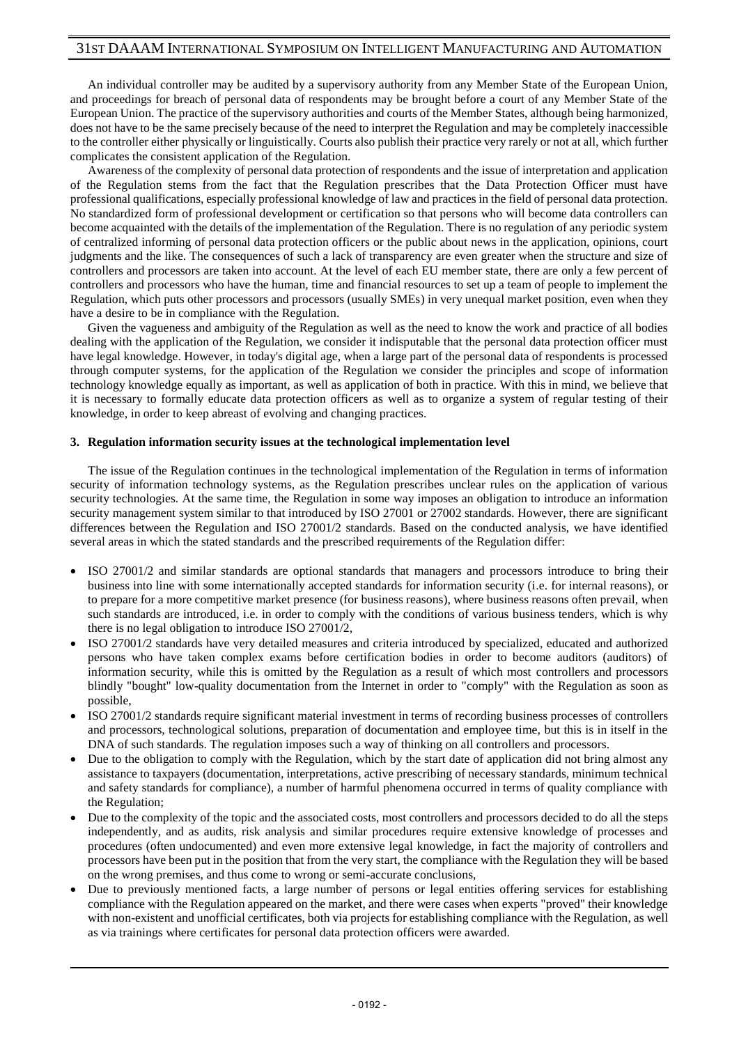An individual controller may be audited by a supervisory authority from any Member State of the European Union, and proceedings for breach of personal data of respondents may be brought before a court of any Member State of the European Union. The practice of the supervisory authorities and courts of the Member States, although being harmonized, does not have to be the same precisely because of the need to interpret the Regulation and may be completely inaccessible to the controller either physically or linguistically. Courts also publish their practice very rarely or not at all, which further complicates the consistent application of the Regulation.

Awareness of the complexity of personal data protection of respondents and the issue of interpretation and application of the Regulation stems from the fact that the Regulation prescribes that the Data Protection Officer must have professional qualifications, especially professional knowledge of law and practices in the field of personal data protection. No standardized form of professional development or certification so that persons who will become data controllers can become acquainted with the details of the implementation of the Regulation. There is no regulation of any periodic system of centralized informing of personal data protection officers or the public about news in the application, opinions, court judgments and the like. The consequences of such a lack of transparency are even greater when the structure and size of controllers and processors are taken into account. At the level of each EU member state, there are only a few percent of controllers and processors who have the human, time and financial resources to set up a team of people to implement the Regulation, which puts other processors and processors (usually SMEs) in very unequal market position, even when they have a desire to be in compliance with the Regulation.

Given the vagueness and ambiguity of the Regulation as well as the need to know the work and practice of all bodies dealing with the application of the Regulation, we consider it indisputable that the personal data protection officer must have legal knowledge. However, in today's digital age, when a large part of the personal data of respondents is processed through computer systems, for the application of the Regulation we consider the principles and scope of information technology knowledge equally as important, as well as application of both in practice. With this in mind, we believe that it is necessary to formally educate data protection officers as well as to organize a system of regular testing of their knowledge, in order to keep abreast of evolving and changing practices.

### 3. Regulation information security issues at the technological implementation level

The issue of the Regulation continues in the technological implementation of the Regulation in terms of information security of information technology systems, as the Regulation prescribes unclear rules on the application of various security technologies. At the same time, the Regulation in some way imposes an obligation to introduce an information security management system similar to that introduced by ISO 27001 or 27002 standards. However, there are significant differences between the Regulation and ISO 27001/2 standards. Based on the conducted analysis, we have identified several areas in which the stated standards and the prescribed requirements of the Regulation differ:

- ISO 27001/2 and similar standards are optional standards that managers and processors introduce to bring their business into line with some internationally accepted standards for information security (i.e. for internal reasons), or to prepare for a more competitive market presence (for business reasons), where business reasons often prevail, when such standards are introduced, i.e. in order to comply with the conditions of various business tenders, which is why there is no legal obligation to introduce ISO 27001/2,
- ISO 27001/2 standards have very detailed measures and criteria introduced by specialized, educated and authorized persons who have taken complex exams before certification bodies in order to become auditors (auditors) of information security, while this is omitted by the Regulation as a result of which most controllers and processors blindly "bought" low-quality documentation from the Internet in order to "comply" with the Regulation as soon as possible,
- ISO 27001/2 standards require significant material investment in terms of recording business processes of controllers and processors, technological solutions, preparation of documentation and employee time, but this is in itself in the DNA of such standards. The regulation imposes such a way of thinking on all controllers and processors.
- Due to the obligation to comply with the Regulation, which by the start date of application did not bring almost any assistance to taxpayers (documentation, interpretations, active prescribing of necessary standards, minimum technical and safety standards for compliance), a number of harmful phenomena occurred in terms of quality compliance with the Regulation;
- Due to the complexity of the topic and the associated costs, most controllers and processors decided to do all the steps independently, and as audits, risk analysis and similar procedures require extensive knowledge of processes and procedures (often undocumented) and even more extensive legal knowledge, in fact the majority of controllers and processors have been put in the position that from the very start, the compliance with the Regulation they will be based on the wrong premises, and thus come to wrong or semi-accurate conclusions,
- Due to previously mentioned facts, a large number of persons or legal entities offering services for establishing compliance with the Regulation appeared on the market, and there were cases when experts "proved" their knowledge with non-existent and unofficial certificates, both via projects for establishing compliance with the Regulation, as well as via trainings where certificates for personal data protection officers were awarded.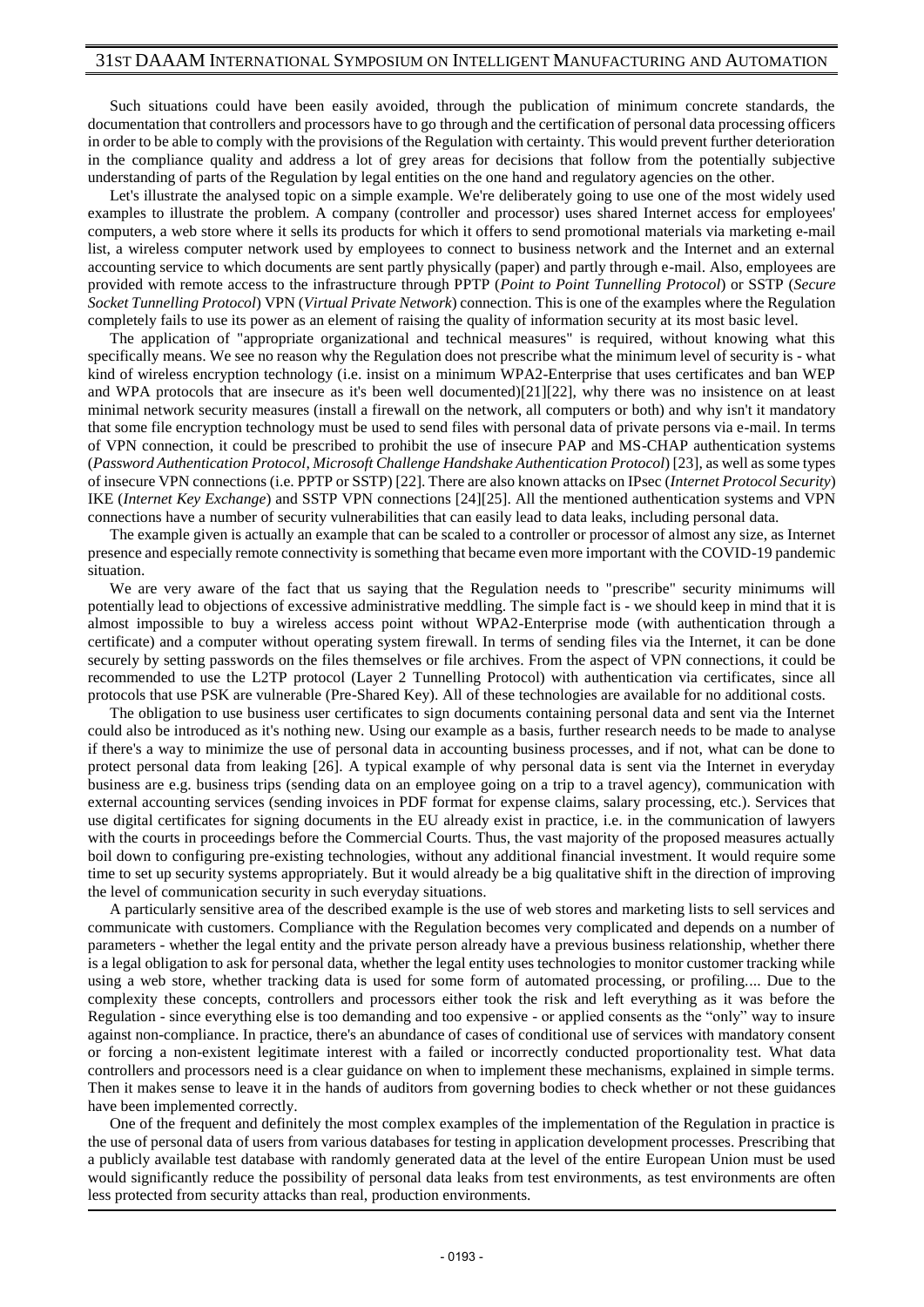Such situations could have been easily avoided, through the publication of minimum concrete standards, the documentation that controllers and processors have to go through and the certification of personal data processing officers in order to be able to comply with the provisions of the Regulation with certainty. This would prevent further deterioration in the compliance quality and address a lot of grey areas for decisions that follow from the potentially subjective understanding of parts of the Regulation by legal entities on the one hand and regulatory agencies on the other.

Let's illustrate the analysed topic on a simple example. We're deliberately going to use one of the most widely used examples to illustrate the problem. A company (controller and processor) uses shared Internet access for employees' computers, a web store where it sells its products for which it offers to send promotional materials via marketing e-mail list, a wireless computer network used by employees to connect to business network and the Internet and an external accounting service to which documents are sent partly physically (paper) and partly through e-mail. Also, employees are provided with remote access to the infrastructure through PPTP (*Point to Point Tunnelling Protocol*) or SSTP (*Secure Socket Tunnelling Protocol*) VPN (*Virtual Private Network*) connection. This is one of the examples where the Regulation completely fails to use its power as an element of raising the quality of information security at its most basic level.

The application of "appropriate organizational and technical measures" is required, without knowing what this specifically means. We see no reason why the Regulation does not prescribe what the minimum level of security is - what kind of wireless encryption technology (i.e. insist on a minimum WPA2-Enterprise that uses certificates and ban WEP and WPA protocols that are insecure as it's been well documented)[21][22], why there was no insistence on at least minimal network security measures (install a firewall on the network, all computers or both) and why isn't it mandatory that some file encryption technology must be used to send files with personal data of private persons via e-mail. In terms of VPN connection, it could be prescribed to prohibit the use of insecure PAP and MS-CHAP authentication systems (*Password Authentication Protocol*, *Microsoft Challenge Handshake Authentication Protocol*) [23], as well as some types of insecure VPN connections (i.e. PPTP or SSTP) [22]. There are also known attacks on IPsec (*Internet Protocol Security*) IKE (*Internet Key Exchange*) and SSTP VPN connections [24][25]. All the mentioned authentication systems and VPN connections have a number of security vulnerabilities that can easily lead to data leaks, including personal data.

The example given is actually an example that can be scaled to a controller or processor of almost any size, as Internet presence and especially remote connectivity is something that became even more important with the COVID-19 pandemic situation.

We are very aware of the fact that us saying that the Regulation needs to "prescribe" security minimums will potentially lead to objections of excessive administrative meddling. The simple fact is - we should keep in mind that it is almost impossible to buy a wireless access point without WPA2-Enterprise mode (with authentication through a certificate) and a computer without operating system firewall. In terms of sending files via the Internet, it can be done securely by setting passwords on the files themselves or file archives. From the aspect of VPN connections, it could be recommended to use the L2TP protocol (Layer 2 Tunnelling Protocol) with authentication via certificates, since all protocols that use PSK are vulnerable (Pre-Shared Key). All of these technologies are available for no additional costs.

The obligation to use business user certificates to sign documents containing personal data and sent via the Internet could also be introduced as it's nothing new. Using our example as a basis, further research needs to be made to analyse if there's a way to minimize the use of personal data in accounting business processes, and if not, what can be done to protect personal data from leaking [26]. A typical example of why personal data is sent via the Internet in everyday business are e.g. business trips (sending data on an employee going on a trip to a travel agency), communication with external accounting services (sending invoices in PDF format for expense claims, salary processing, etc.). Services that use digital certificates for signing documents in the EU already exist in practice, i.e. in the communication of lawyers with the courts in proceedings before the Commercial Courts. Thus, the vast majority of the proposed measures actually boil down to configuring pre-existing technologies, without any additional financial investment. It would require some time to set up security systems appropriately. But it would already be a big qualitative shift in the direction of improving the level of communication security in such everyday situations.

A particularly sensitive area of the described example is the use of web stores and marketing lists to sell services and communicate with customers. Compliance with the Regulation becomes very complicated and depends on a number of parameters - whether the legal entity and the private person already have a previous business relationship, whether there is a legal obligation to ask for personal data, whether the legal entity uses technologies to monitor customer tracking while using a web store, whether tracking data is used for some form of automated processing, or profiling.... Due to the complexity these concepts, controllers and processors either took the risk and left everything as it was before the Regulation - since everything else is too demanding and too expensive - or applied consents as the "only" way to insure against non-compliance. In practice, there's an abundance of cases of conditional use of services with mandatory consent or forcing a non-existent legitimate interest with a failed or incorrectly conducted proportionality test. What data controllers and processors need is a clear guidance on when to implement these mechanisms, explained in simple terms. Then it makes sense to leave it in the hands of auditors from governing bodies to check whether or not these guidances have been implemented correctly.

One of the frequent and definitely the most complex examples of the implementation of the Regulation in practice is the use of personal data of users from various databases for testing in application development processes. Prescribing that a publicly available test database with randomly generated data at the level of the entire European Union must be used would significantly reduce the possibility of personal data leaks from test environments, as test environments are often less protected from security attacks than real, production environments.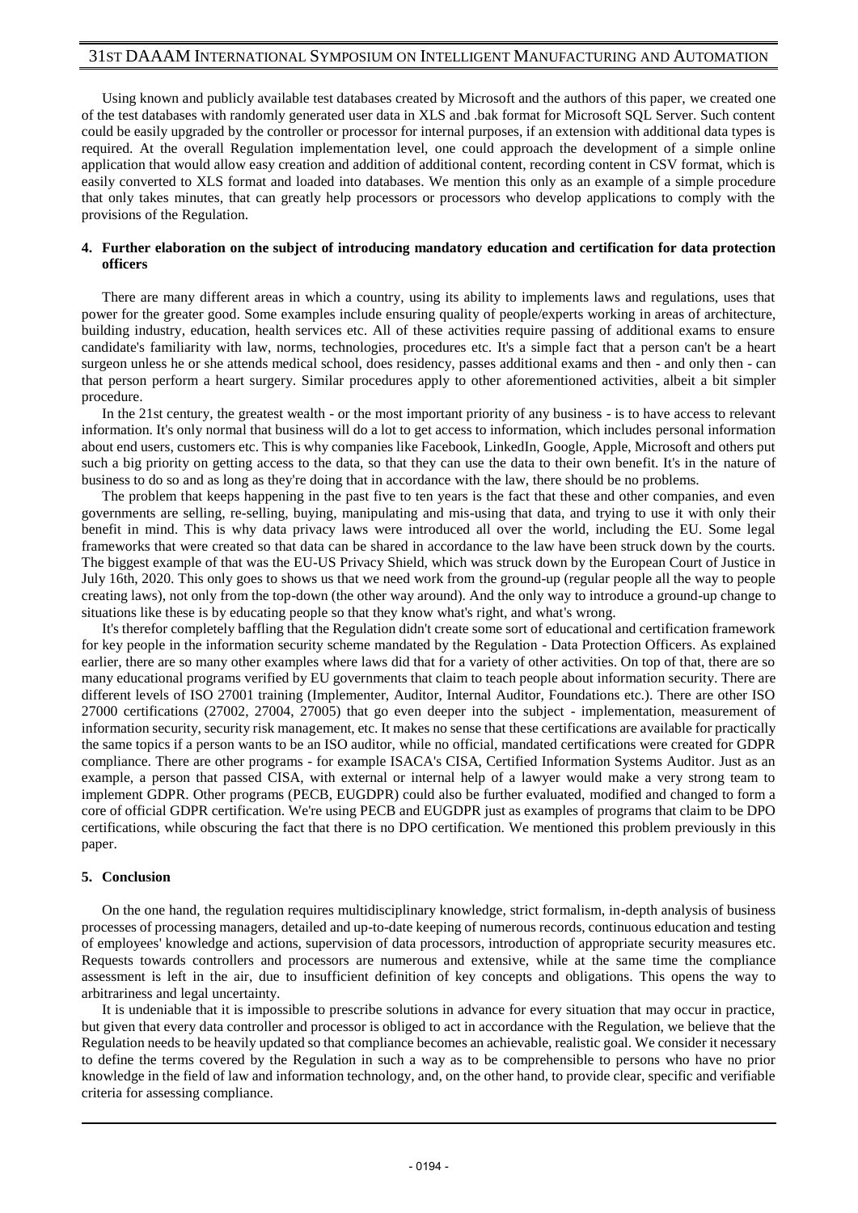Using known and publicly available test databases created by Microsoft and the authors of this paper, we created one of the test databases with randomly generated user data in XLS and .bak format for Microsoft SQL Server. Such content could be easily upgraded by the controller or processor for internal purposes, if an extension with additional data types is required. At the overall Regulation implementation level, one could approach the development of a simple online application that would allow easy creation and addition of additional content, recording content in CSV format, which is easily converted to XLS format and loaded into databases. We mention this only as an example of a simple procedure that only takes minutes, that can greatly help processors or processors who develop applications to comply with the provisions of the Regulation.

## 4. Further elaboration on the subject of introducing mandatory education and certification for data protection officers

There are many different areas in which a country, using its ability to implements laws and regulations, uses that power for the greater good. Some examples include ensuring quality of people/experts working in areas of architecture, building industry, education, health services etc. All of these activities require passing of additional exams to ensure candidate's familiarity with law, norms, technologies, procedures etc. It's a simple fact that a person can't be a heart surgeon unless he or she attends medical school, does residency, passes additional exams and then - and only then - can that person perform a heart surgery. Similar procedures apply to other aforementioned activities, albeit a bit simpler procedure.

In the 21st century, the greatest wealth - or the most important priority of any business - is to have access to relevant information. It's only normal that business will do a lot to get access to information, which includes personal information about end users, customers etc. This is why companies like Facebook, LinkedIn, Google, Apple, Microsoft and others put such a big priority on getting access to the data, so that they can use the data to their own benefit. It's in the nature of business to do so and as long as they're doing that in accordance with the law, there should be no problems.

The problem that keeps happening in the past five to ten years is the fact that these and other companies, and even governments are selling, re-selling, buying, manipulating and mis-using that data, and trying to use it with only their benefit in mind. This is why data privacy laws were introduced all over the world, including the EU. Some legal frameworks that were created so that data can be shared in accordance to the law have been struck down by the courts. The biggest example of that was the EU-US Privacy Shield, which was struck down by the European Court of Justice in July 16th, 2020. This only goes to shows us that we need work from the ground-up (regular people all the way to people creating laws), not only from the top-down (the other way around). And the only way to introduce a ground-up change to situations like these is by educating people so that they know what's right, and what's wrong.

It's therefor completely baffling that the Regulation didn't create some sort of educational and certification framework for key people in the information security scheme mandated by the Regulation - Data Protection Officers. As explained earlier, there are so many other examples where laws did that for a variety of other activities. On top of that, there are so many educational programs verified by EU governments that claim to teach people about information security. There are different levels of ISO 27001 training (Implementer, Auditor, Internal Auditor, Foundations etc.). There are other ISO 27000 certifications (27002, 27004, 27005) that go even deeper into the subject - implementation, measurement of information security, security risk management, etc. It makes no sense that these certifications are available for practically the same topics if a person wants to be an ISO auditor, while no official, mandated certifications were created for GDPR compliance. There are other programs - for example ISACA's CISA, Certified Information Systems Auditor. Just as an example, a person that passed CISA, with external or internal help of a lawyer would make a very strong team to implement GDPR. Other programs (PECB, EUGDPR) could also be further evaluated, modified and changed to form a core of official GDPR certification. We're using PECB and EUGDPR just as examples of programs that claim to be DPO certifications, while obscuring the fact that there is no DPO certification. We mentioned this problem previously in this paper.

## 5. Conclusion

On the one hand, the regulation requires multidisciplinary knowledge, strict formalism, in-depth analysis of business processes of processing managers, detailed and up-to-date keeping of numerous records, continuous education and testing of employees' knowledge and actions, supervision of data processors, introduction of appropriate security measures etc. Requests towards controllers and processors are numerous and extensive, while at the same time the compliance assessment is left in the air, due to insufficient definition of key concepts and obligations. This opens the way to arbitrariness and legal uncertainty.

It is undeniable that it is impossible to prescribe solutions in advance for every situation that may occur in practice, but given that every data controller and processor is obliged to act in accordance with the Regulation, we believe that the Regulation needs to be heavily updated so that compliance becomes an achievable, realistic goal. We consider it necessary to define the terms covered by the Regulation in such a way as to be comprehensible to persons who have no prior knowledge in the field of law and information technology, and, on the other hand, to provide clear, specific and verifiable criteria for assessing compliance.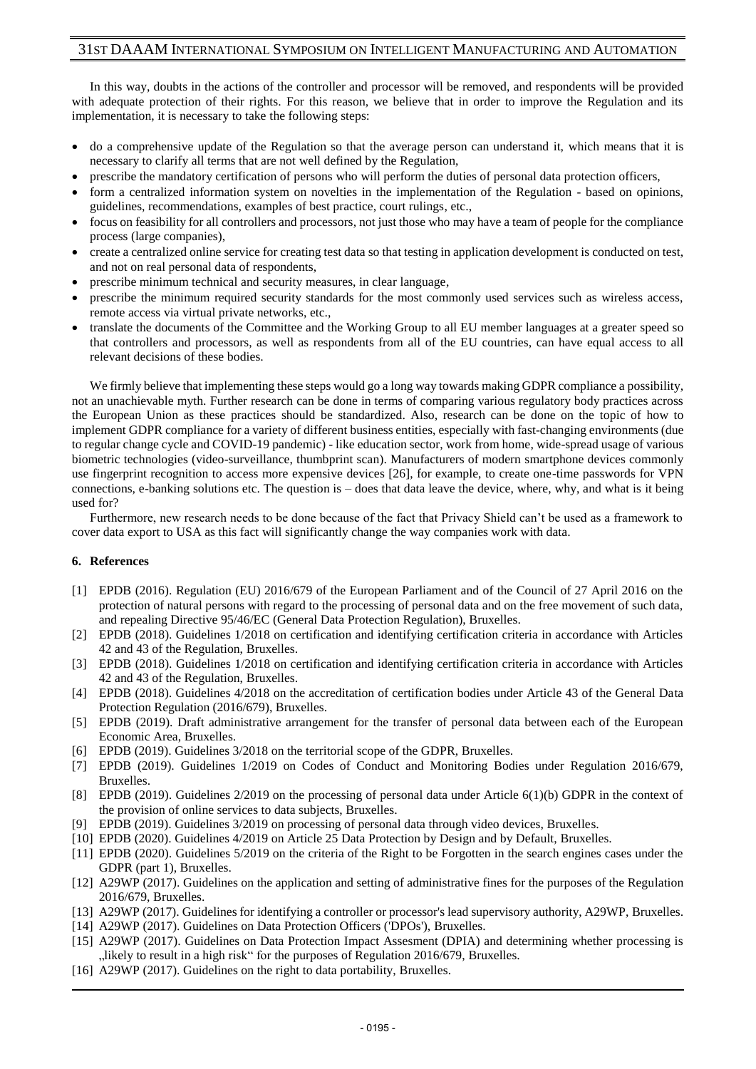In this way, doubts in the actions of the controller and processor will be removed, and respondents will be provided with adequate protection of their rights. For this reason, we believe that in order to improve the Regulation and its implementation, it is necessary to take the following steps:

- do a comprehensive update of the Regulation so that the average person can understand it, which means that it is necessary to clarify all terms that are not well defined by the Regulation,
- prescribe the mandatory certification of persons who will perform the duties of personal data protection officers,
- form a centralized information system on novelties in the implementation of the Regulation - based on opinions, guidelines, recommendations, examples of best practice, court rulings, etc.,
- focus on feasibility for all controllers and processors, not just those who may have a team of people for the compliance process (large companies),
- create a centralized online service for creating test data so that testing in application development is conducted on test, and not on real personal data of respondents,
- prescribe minimum technical and security measures, in clear language,
- prescribe the minimum required security standards for the most commonly used services such as wireless access, remote access via virtual private networks, etc.,
- translate the documents of the Committee and the Working Group to all EU member languages at a greater speed so that controllers and processors, as well as respondents from all of the EU countries, can have equal access to all relevant decisions of these bodies.

We firmly believe that implementing these steps would go a long way towards making GDPR compliance a possibility, not an unachievable myth. Further research can be done in terms of comparing various regulatory body practices across the European Union as these practices should be standardized. Also, research can be done on the topic of how to implement GDPR compliance for a variety of different business entities, especially with fast-changing environments (due to regular change cycle and COVID-19 pandemic) - like education sector, work from home, wide-spread usage of various biometric technologies (video-surveillance, thumbprint scan). Manufacturers of modern smartphone devices commonly use fingerprint recognition to access more expensive devices [26], for example, to create one-time passwords for VPN connections, e-banking solutions etc. The question is – does that data leave the device, where, why, and what is it being used for?

Furthermore, new research needs to be done because of the fact that Privacy Shield can't be used as a framework to cover data export to USA as this fact will significantly change the way companies work with data.

## 6. References

[1] EPDB (2016). Regulation (EU) 2016/679 of the European Parliament and of the Council of 27 April 2016 on the protection of natural persons with regard to the processing of personal data and on the free movement of such data, and repealing Directive 95/46/EC (General Data Protection Regulation), Bruxelles.

[2] EPDB (2018). Guidelines 1/2018 on certification and identifying certification criteria in accordance with Articles 42 and 43 of the Regulation, Bruxelles.

[3] EPDB (2018). Guidelines 1/2018 on certification and identifying certification criteria in accordance with Articles 42 and 43 of the Regulation, Bruxelles.

[4] EPDB (2018). Guidelines 4/2018 on the accreditation of certification bodies under Article 43 of the General Data Protection Regulation (2016/679), Bruxelles.

[5] EPDB (2019). Draft administrative arrangement for the transfer of personal data between each of the European Economic Area, Bruxelles.

[6] EPDB (2019). Guidelines 3/2018 on the territorial scope of the GDPR, Bruxelles.

[7] EPDB (2019). Guidelines 1/2019 on Codes of Conduct and Monitoring Bodies under Regulation 2016/679, Bruxelles.

[8] EPDB (2019). Guidelines 2/2019 on the processing of personal data under Article 6(1)(b) GDPR in the context of the provision of online services to data subjects, Bruxelles.

[9] EPDB (2019). Guidelines 3/2019 on processing of personal data through video devices, Bruxelles.

[10] EPDB (2020). Guidelines 4/2019 on Article 25 Data Protection by Design and by Default, Bruxelles.

[11] EPDB (2020). Guidelines 5/2019 on the criteria of the Right to be Forgotten in the search engines cases under the GDPR (part 1), Bruxelles.

[12] A29WP (2017). Guidelines on the application and setting of administrative fines for the purposes of the Regulation 2016/679, Bruxelles.

[13] A29WP (2017). Guidelines for identifying a controller or processor's lead supervisory authority, A29WP, Bruxelles.

[14] A29WP (2017). Guidelines on Data Protection Officers ('DPOs'), Bruxelles.

[15] A29WP (2017). Guidelines on Data Protection Impact Assesment (DPIA) and determining whether processing is „likely to result in a high risk" for the purposes of Regulation 2016/679, Bruxelles.

[16] A29WP (2017). Guidelines on the right to data portability, Bruxelles.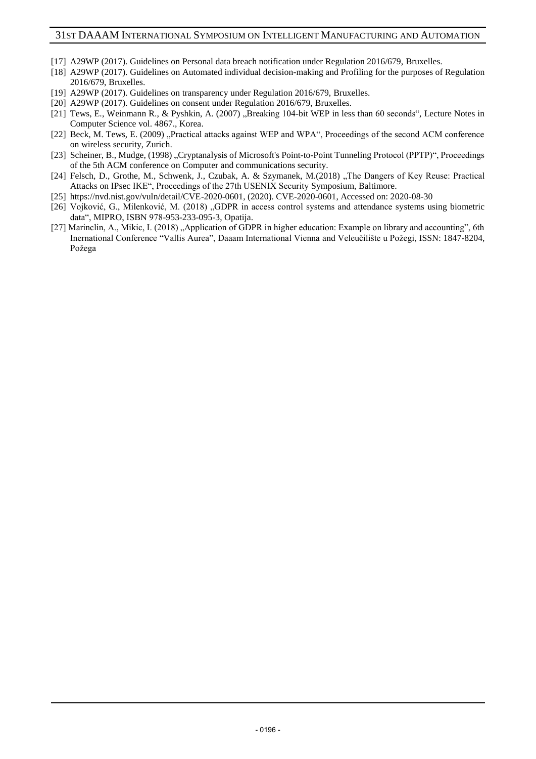[17] A29WP (2017). Guidelines on Personal data breach notification under Regulation 2016/679, Bruxelles.

[18] A29WP (2017). Guidelines on Automated individual decision-making and Profiling for the purposes of Regulation 2016/679, Bruxelles.

[19] A29WP (2017). Guidelines on transparency under Regulation 2016/679, Bruxelles.

[20] A29WP (2017). Guidelines on consent under Regulation 2016/679, Bruxelles.

[21] Tews, E., Weinmann R., & Pyshkin, A. (2007) „Breaking 104-bit WEP in less than 60 seconds", Lecture Notes in Computer Science vol. 4867., Korea.

[22] Beck, M. Tews, E. (2009) „Practical attacks against WEP and WPA", Proceedings of the second ACM conference on wireless security, Zurich.

[23] Scheiner, B., Mudge, (1998) „Cryptanalysis of Microsoft's Point-to-Point Tunneling Protocol (PPTP)", Proceedings of the 5th ACM conference on Computer and communications security.

[24] Felsch, D., Grothe, M., Schwenk, J., Czubak, A. & Szymanek, M.(2018) „The Dangers of Key Reuse: Practical Attacks on IPsec IKE", Proceedings of the 27th USENIX Security Symposium, Baltimore.

[25] https://nvd.nist.gov/vuln/detail/CVE-2020-0601, (2020). CVE-2020-0601, Accessed on: 2020-08-30

[26] Vojković, G., Milenković, M. (2018) „GDPR in access control systems and attendance systems using biometric data", MIPRO, ISBN 978-953-233-095-3, Opatija.

[27] Marinclin, A., Mikic, I. (2018) „Application of GDPR in higher education: Example on library and accounting", 6th Inernational Conference "Vallis Aurea", Daaam International Vienna and Veleučilište u Požegi, ISSN: 1847-8204, Požega